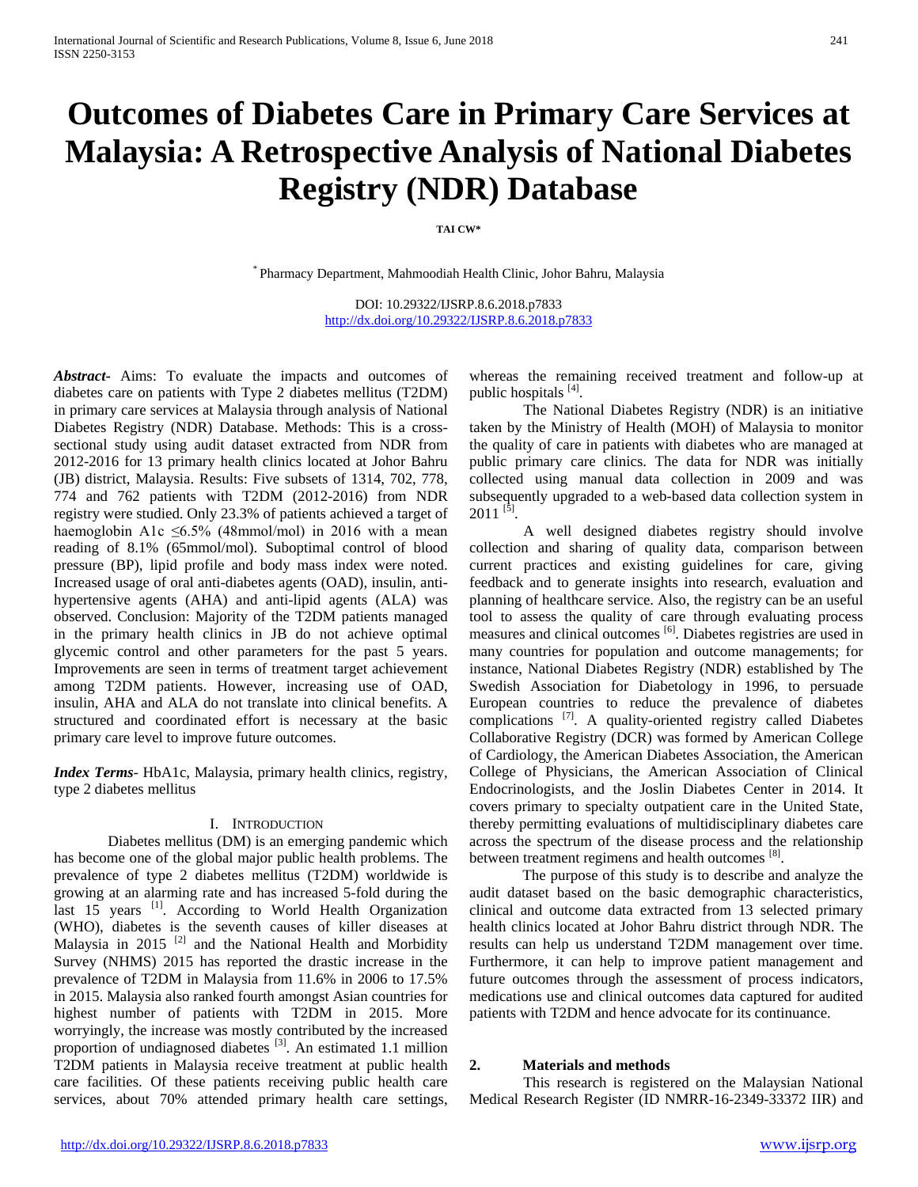# Outcomes of Diabetes Care in Primary Care Services at Malaysia: A Retrospective Analysis of National Diabetes Registry (NDR) Database

**TAI CW***

* Pharmacy Department, Mahmoodiah Health Clinic, Johor Bahru, Malaysia

DOI: 10.29322/IJSRP.8.6.2018.p7833
http://dx.doi.org/10.29322/IJSRP.8.6.2018.p7833

***Abstract***- Aims: To evaluate the impacts and outcomes of diabetes care on patients with Type 2 diabetes mellitus (T2DM) in primary care services at Malaysia through analysis of National Diabetes Registry (NDR) Database. Methods: This is a cross-sectional study using audit dataset extracted from NDR from 2012-2016 for 13 primary health clinics located at Johor Bahru (JB) district, Malaysia. Results: Five subsets of 1314, 702, 778, 774 and 762 patients with T2DM (2012-2016) from NDR registry were studied. Only 23.3% of patients achieved a target of haemoglobin A1c ≤6.5% (48mmol/mol) in 2016 with a mean reading of 8.1% (65mmol/mol). Suboptimal control of blood pressure (BP), lipid profile and body mass index were noted. Increased usage of oral anti-diabetes agents (OAD), insulin, anti-hypertensive agents (AHA) and anti-lipid agents (ALA) was observed. Conclusion: Majority of the T2DM patients managed in the primary health clinics in JB do not achieve optimal glycemic control and other parameters for the past 5 years. Improvements are seen in terms of treatment target achievement among T2DM patients. However, increasing use of OAD, insulin, AHA and ALA do not translate into clinical benefits. A structured and coordinated effort is necessary at the basic primary care level to improve future outcomes.

***Index Terms***- HbA1c, Malaysia, primary health clinics, registry, type 2 diabetes mellitus

## I. Introduction

Diabetes mellitus (DM) is an emerging pandemic which has become one of the global major public health problems. The prevalence of type 2 diabetes mellitus (T2DM) worldwide is growing at an alarming rate and has increased 5-fold during the last 15 years [1]. According to World Health Organization (WHO), diabetes is the seventh causes of killer diseases at Malaysia in 2015 [2] and the National Health and Morbidity Survey (NHMS) 2015 has reported the drastic increase in the prevalence of T2DM in Malaysia from 11.6% in 2006 to 17.5% in 2015. Malaysia also ranked fourth amongst Asian countries for highest number of patients with T2DM in 2015. More worryingly, the increase was mostly contributed by the increased proportion of undiagnosed diabetes [3]. An estimated 1.1 million T2DM patients in Malaysia receive treatment at public health care facilities. Of these patients receiving public health care services, about 70% attended primary health care settings, whereas the remaining received treatment and follow-up at public hospitals [4].

The National Diabetes Registry (NDR) is an initiative taken by the Ministry of Health (MOH) of Malaysia to monitor the quality of care in patients with diabetes who are managed at public primary care clinics. The data for NDR was initially collected using manual data collection in 2009 and was subsequently upgraded to a web-based data collection system in 2011 [5].

A well designed diabetes registry should involve collection and sharing of quality data, comparison between current practices and existing guidelines for care, giving feedback and to generate insights into research, evaluation and planning of healthcare service. Also, the registry can be an useful tool to assess the quality of care through evaluating process measures and clinical outcomes [6]. Diabetes registries are used in many countries for population and outcome managements; for instance, National Diabetes Registry (NDR) established by The Swedish Association for Diabetology in 1996, to persuade European countries to reduce the prevalence of diabetes complications [7]. A quality-oriented registry called Diabetes Collaborative Registry (DCR) was formed by American College of Cardiology, the American Diabetes Association, the American College of Physicians, the American Association of Clinical Endocrinologists, and the Joslin Diabetes Center in 2014. It covers primary to specialty outpatient care in the United State, thereby permitting evaluations of multidisciplinary diabetes care across the spectrum of the disease process and the relationship between treatment regimens and health outcomes [8].

The purpose of this study is to describe and analyze the audit dataset based on the basic demographic characteristics, clinical and outcome data extracted from 13 selected primary health clinics located at Johor Bahru district through NDR. The results can help us understand T2DM management over time. Furthermore, it can help to improve patient management and future outcomes through the assessment of process indicators, medications use and clinical outcomes data captured for audited patients with T2DM and hence advocate for its continuance.

## 2. Materials and methods

This research is registered on the Malaysian National Medical Research Register (ID NMRR-16-2349-33372 IIR) and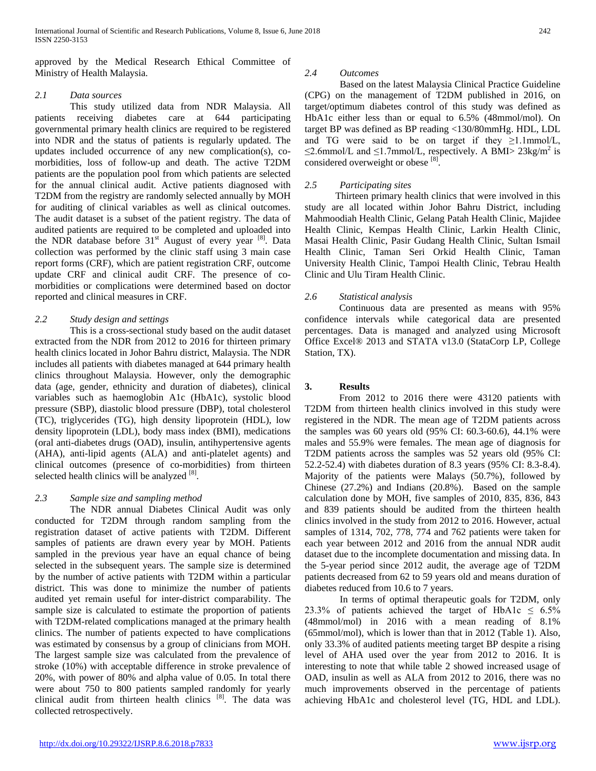approved by the Medical Research Ethical Committee of Ministry of Health Malaysia.

### *2.1 Data sources*

This study utilized data from NDR Malaysia. All patients receiving diabetes care at 644 participating governmental primary health clinics are required to be registered into NDR and the status of patients is regularly updated. The updates included occurrence of any new complication(s), co-morbidities, loss of follow-up and death. The active T2DM patients are the population pool from which patients are selected for the annual clinical audit. Active patients diagnosed with T2DM from the registry are randomly selected annually by MOH for auditing of clinical variables as well as clinical outcomes. The audit dataset is a subset of the patient registry. The data of audited patients are required to be completed and uploaded into the NDR database before 31st August of every year [8]. Data collection was performed by the clinic staff using 3 main case report forms (CRF), which are patient registration CRF, outcome update CRF and clinical audit CRF. The presence of co-morbidities or complications were determined based on doctor reported and clinical measures in CRF.

### *2.2 Study design and settings*

This is a cross-sectional study based on the audit dataset extracted from the NDR from 2012 to 2016 for thirteen primary health clinics located in Johor Bahru district, Malaysia. The NDR includes all patients with diabetes managed at 644 primary health clinics throughout Malaysia. However, only the demographic data (age, gender, ethnicity and duration of diabetes), clinical variables such as haemoglobin A1c (HbA1c), systolic blood pressure (SBP), diastolic blood pressure (DBP), total cholesterol (TC), triglycerides (TG), high density lipoprotein (HDL), low density lipoprotein (LDL), body mass index (BMI), medications (oral anti-diabetes drugs (OAD), insulin, antihypertensive agents (AHA), anti-lipid agents (ALA) and anti-platelet agents) and clinical outcomes (presence of co-morbidities) from thirteen selected health clinics will be analyzed [8].

### *2.3 Sample size and sampling method*

The NDR annual Diabetes Clinical Audit was only conducted for T2DM through random sampling from the registration dataset of active patients with T2DM. Different samples of patients are drawn every year by MOH. Patients sampled in the previous year have an equal chance of being selected in the subsequent years. The sample size is determined by the number of active patients with T2DM within a particular district. This was done to minimize the number of patients audited yet remain useful for inter-district comparability. The sample size is calculated to estimate the proportion of patients with T2DM-related complications managed at the primary health clinics. The number of patients expected to have complications was estimated by consensus by a group of clinicians from MOH. The largest sample size was calculated from the prevalence of stroke (10%) with acceptable difference in stroke prevalence of 20%, with power of 80% and alpha value of 0.05. In total there were about 750 to 800 patients sampled randomly for yearly clinical audit from thirteen health clinics [8]. The data was collected retrospectively.

### *2.4 Outcomes*

Based on the latest Malaysia Clinical Practice Guideline (CPG) on the management of T2DM published in 2016, on target/optimum diabetes control of this study was defined as HbA1c either less than or equal to 6.5% (48mmol/mol). On target BP was defined as BP reading <130/80mmHg. HDL, LDL and TG were said to be on target if they ≥1.1mmol/L, ≤2.6mmol/L and ≤1.7mmol/L, respectively. A BMI> 23kg/m$^2$ is considered overweight or obese [8].

### *2.5 Participating sites*

Thirteen primary health clinics that were involved in this study are all located within Johor Bahru District, including Mahmoodiah Health Clinic, Gelang Patah Health Clinic, Majidee Health Clinic, Kempas Health Clinic, Larkin Health Clinic, Masai Health Clinic, Pasir Gudang Health Clinic, Sultan Ismail Health Clinic, Taman Seri Orkid Health Clinic, Taman University Health Clinic, Tampoi Health Clinic, Tebrau Health Clinic and Ulu Tiram Health Clinic.

### *2.6 Statistical analysis*

Continuous data are presented as means with 95% confidence intervals while categorical data are presented percentages. Data is managed and analyzed using Microsoft Office Excel® 2013 and STATA v13.0 (StataCorp LP, College Station, TX).

## 3. Results

From 2012 to 2016 there were 43120 patients with T2DM from thirteen health clinics involved in this study were registered in the NDR. The mean age of T2DM patients across the samples was 60 years old (95% CI: 60.3-60.6), 44.1% were males and 55.9% were females. The mean age of diagnosis for T2DM patients across the samples was 52 years old (95% CI: 52.2-52.4) with diabetes duration of 8.3 years (95% CI: 8.3-8.4). Majority of the patients were Malays (50.7%), followed by Chinese (27.2%) and Indians (20.8%). Based on the sample calculation done by MOH, five samples of 2010, 835, 836, 843 and 839 patients should be audited from the thirteen health clinics involved in the study from 2012 to 2016. However, actual samples of 1314, 702, 778, 774 and 762 patients were taken for each year between 2012 and 2016 from the annual NDR audit dataset due to the incomplete documentation and missing data. In the 5-year period since 2012 audit, the average age of T2DM patients decreased from 62 to 59 years old and means duration of diabetes reduced from 10.6 to 7 years.

In terms of optimal therapeutic goals for T2DM, only 23.3% of patients achieved the target of HbA1c ≤ 6.5% (48mmol/mol) in 2016 with a mean reading of 8.1% (65mmol/mol), which is lower than that in 2012 (Table 1). Also, only 33.3% of audited patients meeting target BP despite a rising level of AHA used over the year from 2012 to 2016. It is interesting to note that while table 2 showed increased usage of OAD, insulin as well as ALA from 2012 to 2016, there was no much improvements observed in the percentage of patients achieving HbA1c and cholesterol level (TG, HDL and LDL).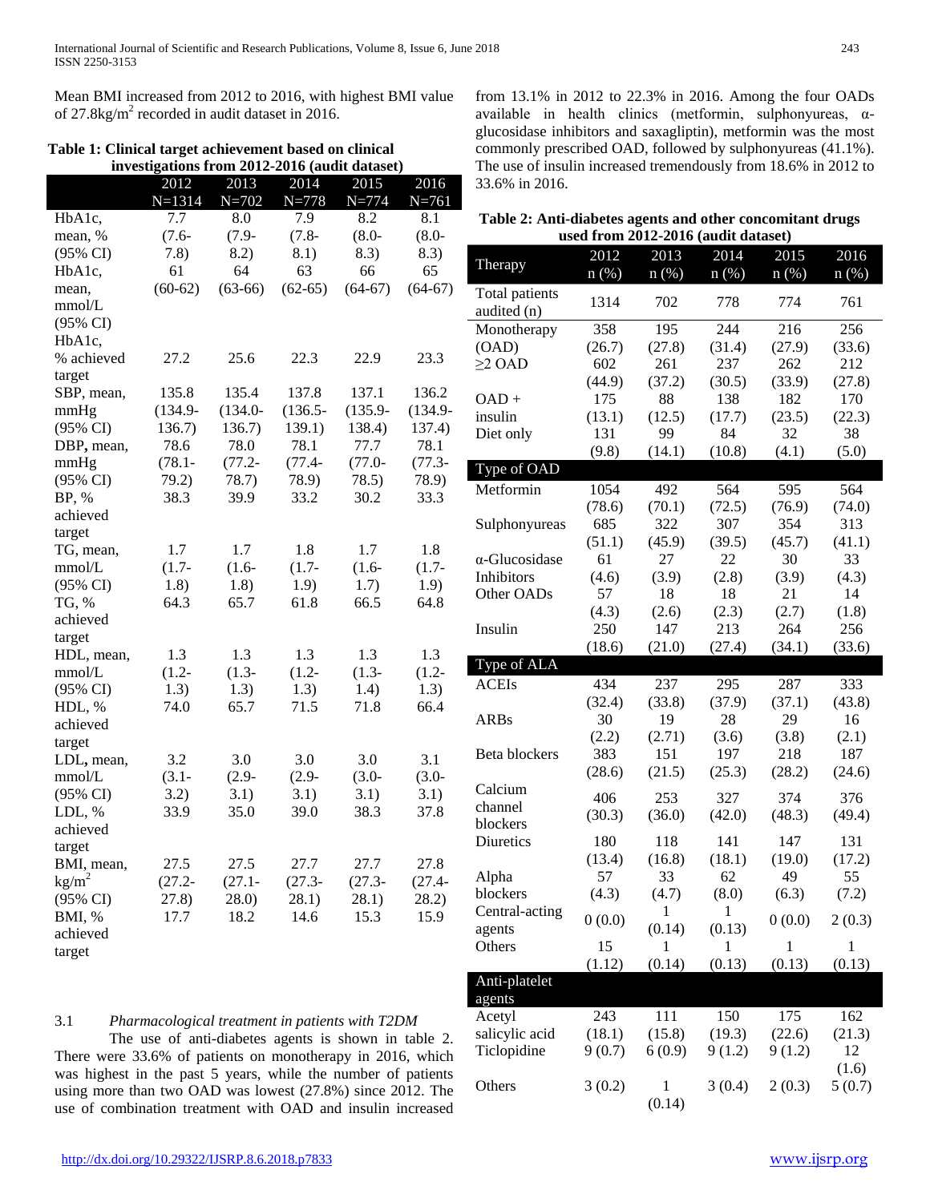Mean BMI increased from 2012 to 2016, with highest BMI value of 27.8kg/m$^2$ recorded in audit dataset in 2016.

**Table 1: Clinical target achievement based on clinical investigations from 2012-2016 (audit dataset)**

| | 2012 N=1314 | 2013 N=702 | 2014 N=778 | 2015 N=774 | 2016 N=761 |
|---|---|---|---|---|---|
| HbA1c, mean, % (95% CI) | 7.7 (7.6-7.8) | 8.0 (7.9-8.2) | 7.9 (7.8-8.1) | 8.2 (8.0-8.3) | 8.1 (8.0-8.3) |
| HbA1c, mean, mmol/L (95% CI) | 61 (60-62) | 64 (63-66) | 63 (62-65) | 66 (64-67) | 65 (64-67) |
| HbA1c, % achieved target | 27.2 | 25.6 | 22.3 | 22.9 | 23.3 |
| SBP, mean, mmHg (95% CI) | 135.8 (134.9-136.7) | 135.4 (134.0-136.7) | 137.8 (136.5-139.1) | 137.1 (135.9-138.4) | 136.2 (134.9-137.4) |
| DBP, mean, mmHg (95% CI) | 78.6 (78.1-79.2) | 78.0 (77.2-78.7) | 78.1 (77.4-78.9) | 77.7 (77.0-78.5) | 78.1 (77.3-78.9) |
| BP, % achieved target | 38.3 | 39.9 | 33.2 | 30.2 | 33.3 |
| TG, mean, mmol/L (95% CI) | 1.7 (1.7-1.8) | 1.7 (1.6-1.8) | 1.8 (1.7-1.9) | 1.7 (1.6-1.7) | 1.8 (1.7-1.9) |
| TG, % achieved target | 64.3 | 65.7 | 61.8 | 66.5 | 64.8 |
| HDL, mean, mmol/L (95% CI) | 1.3 (1.2-1.3) | 1.3 (1.3-1.3) | 1.3 (1.2-1.3) | 1.3 (1.3-1.4) | 1.3 (1.2-1.3) |
| HDL, % achieved target | 74.0 | 65.7 | 71.5 | 71.8 | 66.4 |
| LDL, mean, mmol/L (95% CI) | 3.2 (3.1-3.2) | 3.0 (2.9-3.1) | 3.0 (2.9-3.1) | 3.0 (3.0-3.1) | 3.1 (3.0-3.1) |
| LDL, % achieved target | 33.9 | 35.0 | 39.0 | 38.3 | 37.8 |
| BMI, mean, kg/m$^2$ (95% CI) | 27.5 (27.2-27.8) | 27.5 (27.1-28.0) | 27.7 (27.3-28.1) | 27.7 (27.3-28.1) | 27.8 (27.4-28.2) |
| BMI, % achieved target | 17.7 | 18.2 | 14.6 | 15.3 | 15.9 |

### 3.1 *Pharmacological treatment in patients with T2DM*

The use of anti-diabetes agents is shown in table 2. There were 33.6% of patients on monotherapy in 2016, which was highest in the past 5 years, while the number of patients using more than two OAD was lowest (27.8%) since 2012. The use of combination treatment with OAD and insulin increased from 13.1% in 2012 to 22.3% in 2016. Among the four OADs available in health clinics (metformin, sulphonyureas, α-glucosidase inhibitors and saxagliptin), metformin was the most commonly prescribed OAD, followed by sulphonyureas (41.1%). The use of insulin increased tremendously from 18.6% in 2012 to 33.6% in 2016.

**Table 2: Anti-diabetes agents and other concomitant drugs used from 2012-2016 (audit dataset)**

| Therapy | 2012 n (%) | 2013 n (%) | 2014 n (%) | 2015 n (%) | 2016 n (%) |
|---|---|---|---|---|---|
| Total patients audited (n) | 1314 | 702 | 778 | 774 | 761 |
| Monotherapy (OAD) | 358 (26.7) | 195 (27.8) | 244 (31.4) | 216 (27.9) | 256 (33.6) |
| ≥2 OAD | 602 (44.9) | 261 (37.2) | 237 (30.5) | 262 (33.9) | 212 (27.8) |
| OAD + insulin | 175 (13.1) | 88 (12.5) | 138 (17.7) | 182 (23.5) | 170 (22.3) |
| Diet only | 131 (9.8) | 99 (14.1) | 84 (10.8) | 32 (4.1) | 38 (5.0) |
| **Type of OAD** | | | | | |
| Metformin | 1054 (78.6) | 492 (70.1) | 564 (72.5) | 595 (76.9) | 564 (74.0) |
| Sulphonyureas | 685 (51.1) | 322 (45.9) | 307 (39.5) | 354 (45.7) | 313 (41.1) |
| α-Glucosidase Inhibitors | 61 (4.6) | 27 (3.9) | 22 (2.8) | 30 (3.9) | 33 (4.3) |
| Other OADs | 57 (4.3) | 18 (2.6) | 18 (2.3) | 21 (2.7) | 14 (1.8) |
| Insulin | 250 (18.6) | 147 (21.0) | 213 (27.4) | 264 (34.1) | 256 (33.6) |
| **Type of ALA** | | | | | |
| ACEIs | 434 (32.4) | 237 (33.8) | 295 (37.9) | 287 (37.1) | 333 (43.8) |
| ARBs | 30 (2.2) | 19 (2.71) | 28 (3.6) | 29 (3.8) | 16 (2.1) |
| Beta blockers | 383 (28.6) | 151 (21.5) | 197 (25.3) | 218 (28.2) | 187 (24.6) |
| Calcium channel blockers | 406 (30.3) | 253 (36.0) | 327 (42.0) | 374 (48.3) | 376 (49.4) |
| Diuretics | 180 (13.4) | 118 (16.8) | 141 (18.1) | 147 (19.0) | 131 (17.2) |
| Alpha blockers | 57 (4.3) | 33 (4.7) | 62 (8.0) | 49 (6.3) | 55 (7.2) |
| Central-acting agents | 0 (0.0) | 1 (0.14) | 1 (0.13) | 0 (0.0) | 2 (0.3) |
| Others | 15 (1.12) | 1 (0.14) | 1 (0.13) | 1 (0.13) | 1 (0.13) |
| **Anti-platelet agents** | | | | | |
| Acetyl salicylic acid | 243 (18.1) | 111 (15.8) | 150 (19.3) | 175 (22.6) | 162 (21.3) |
| Ticlopidine | 9 (0.7) | 6 (0.9) | 9 (1.2) | 9 (1.2) | 12 (1.6) |
| Others | 3 (0.2) | 1 (0.14) | 3 (0.4) | 2 (0.3) | 5 (0.7) |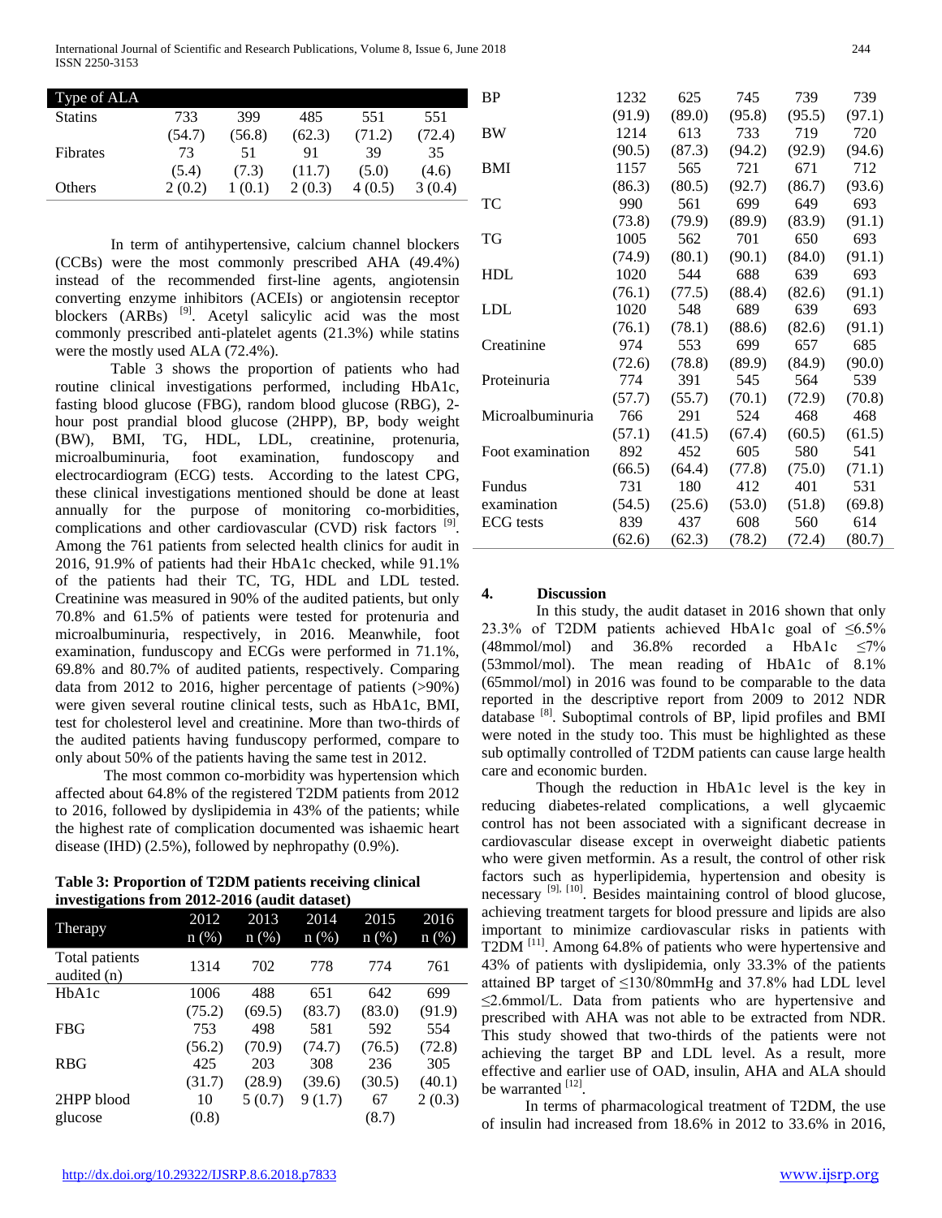| Type of ALA | | | | | |
|---|---|---|---|---|---|
| Statins | 733 (54.7) | 399 (56.8) | 485 (62.3) | 551 (71.2) | 551 (72.4) |
| Fibrates | 73 (5.4) | 51 (7.3) | 91 (11.7) | 39 (5.0) | 35 (4.6) |
| Others | 2 (0.2) | 1 (0.1) | 2 (0.3) | 4 (0.5) | 3 (0.4) |

In term of antihypertensive, calcium channel blockers (CCBs) were the most commonly prescribed AHA (49.4%) instead of the recommended first-line agents, angiotensin converting enzyme inhibitors (ACEIs) or angiotensin receptor blockers (ARBs) [9]. Acetyl salicylic acid was the most commonly prescribed anti-platelet agents (21.3%) while statins were the mostly used ALA (72.4%).

Table 3 shows the proportion of patients who had routine clinical investigations performed, including HbA1c, fasting blood glucose (FBG), random blood glucose (RBG), 2-hour post prandial blood glucose (2HPP), BP, body weight (BW), BMI, TG, HDL, LDL, creatinine, protenuria, microalbuminuria, foot examination, fundoscopy and electrocardiogram (ECG) tests. According to the latest CPG, these clinical investigations mentioned should be done at least annually for the purpose of monitoring co-morbidities, complications and other cardiovascular (CVD) risk factors [9]. Among the 761 patients from selected health clinics for audit in 2016, 91.9% of patients had their HbA1c checked, while 91.1% of the patients had their TC, TG, HDL and LDL tested. Creatinine was measured in 90% of the audited patients, but only 70.8% and 61.5% of patients were tested for protenuria and microalbuminuria, respectively, in 2016. Meanwhile, foot examination, funduscopy and ECGs were performed in 71.1%, 69.8% and 80.7% of audited patients, respectively. Comparing data from 2012 to 2016, higher percentage of patients (>90%) were given several routine clinical tests, such as HbA1c, BMI, test for cholesterol level and creatinine. More than two-thirds of the audited patients having funduscopy performed, compare to only about 50% of the patients having the same test in 2012.

The most common co-morbidity was hypertension which affected about 64.8% of the registered T2DM patients from 2012 to 2016, followed by dyslipidemia in 43% of the patients; while the highest rate of complication documented was ishaemic heart disease (IHD) (2.5%), followed by nephropathy (0.9%).

**Table 3: Proportion of T2DM patients receiving clinical investigations from 2012-2016 (audit dataset)**

| Therapy | 2012 n (%) | 2013 n (%) | 2014 n (%) | 2015 n (%) | 2016 n (%) |
|---|---|---|---|---|---|
| Total patients audited (n) | 1314 | 702 | 778 | 774 | 761 |
| HbA1c | 1006 (75.2) | 488 (69.5) | 651 (83.7) | 642 (83.0) | 699 (91.9) |
| FBG | 753 (56.2) | 498 (70.9) | 581 (74.7) | 592 (76.5) | 554 (72.8) |
| RBG | 425 (31.7) | 203 (28.9) | 308 (39.6) | 236 (30.5) | 305 (40.1) |
| 2HPP blood glucose | 10 (0.8) | 5 (0.7) | 9 (1.7) | 67 (8.7) | 2 (0.3) |
| BP | 1232 (91.9) | 625 (89.0) | 745 (95.8) | 739 (95.5) | 739 (97.1) |
| BW | 1214 (90.5) | 613 (87.3) | 733 (94.2) | 719 (92.9) | 720 (94.6) |
| BMI | 1157 (86.3) | 565 (80.5) | 721 (92.7) | 671 (86.7) | 712 (93.6) |
| TC | 990 (73.8) | 561 (79.9) | 699 (89.9) | 649 (83.9) | 693 (91.1) |
| TG | 1005 (74.9) | 562 (80.1) | 701 (90.1) | 650 (84.0) | 693 (91.1) |
| HDL | 1020 (76.1) | 544 (77.5) | 688 (88.4) | 639 (82.6) | 693 (91.1) |
| LDL | 1020 (76.1) | 548 (78.1) | 689 (88.6) | 639 (82.6) | 693 (91.1) |
| Creatinine | 974 (72.6) | 553 (78.8) | 699 (89.9) | 657 (84.9) | 685 (90.0) |
| Proteinuria | 774 (57.7) | 391 (55.7) | 545 (70.1) | 564 (72.9) | 539 (70.8) |
| Microalbuminuria | 766 (57.1) | 291 (41.5) | 524 (67.4) | 468 (60.5) | 468 (61.5) |
| Foot examination | 892 (66.5) | 452 (64.4) | 605 (77.8) | 580 (75.0) | 541 (71.1) |
| Fundus examination | 731 (54.5) | 180 (25.6) | 412 (53.0) | 401 (51.8) | 531 (69.8) |
| ECG tests | 839 (62.6) | 437 (62.3) | 608 (78.2) | 560 (72.4) | 614 (80.7) |

## 4. Discussion

In this study, the audit dataset in 2016 shown that only 23.3% of T2DM patients achieved HbA1c goal of ≤6.5% (48mmol/mol) and 36.8% recorded a HbA1c ≤7% (53mmol/mol). The mean reading of HbA1c of 8.1% (65mmol/mol) in 2016 was found to be comparable to the data reported in the descriptive report from 2009 to 2012 NDR database [8]. Suboptimal controls of BP, lipid profiles and BMI were noted in the study too. This must be highlighted as these sub optimally controlled of T2DM patients can cause large health care and economic burden.

Though the reduction in HbA1c level is the key in reducing diabetes-related complications, a well glycaemic control has not been associated with a significant decrease in cardiovascular disease except in overweight diabetic patients who were given metformin. As a result, the control of other risk factors such as hyperlipidemia, hypertension and obesity is necessary [9], [10]. Besides maintaining control of blood glucose, achieving treatment targets for blood pressure and lipids are also important to minimize cardiovascular risks in patients with T2DM [11]. Among 64.8% of patients who were hypertensive and 43% of patients with dyslipidemia, only 33.3% of the patients attained BP target of ≤130/80mmHg and 37.8% had LDL level ≤2.6mmol/L. Data from patients who are hypertensive and prescribed with AHA was not able to be extracted from NDR. This study showed that two-thirds of the patients were not achieving the target BP and LDL level. As a result, more effective and earlier use of OAD, insulin, AHA and ALA should be warranted [12].

In terms of pharmacological treatment of T2DM, the use of insulin had increased from 18.6% in 2012 to 33.6% in 2016,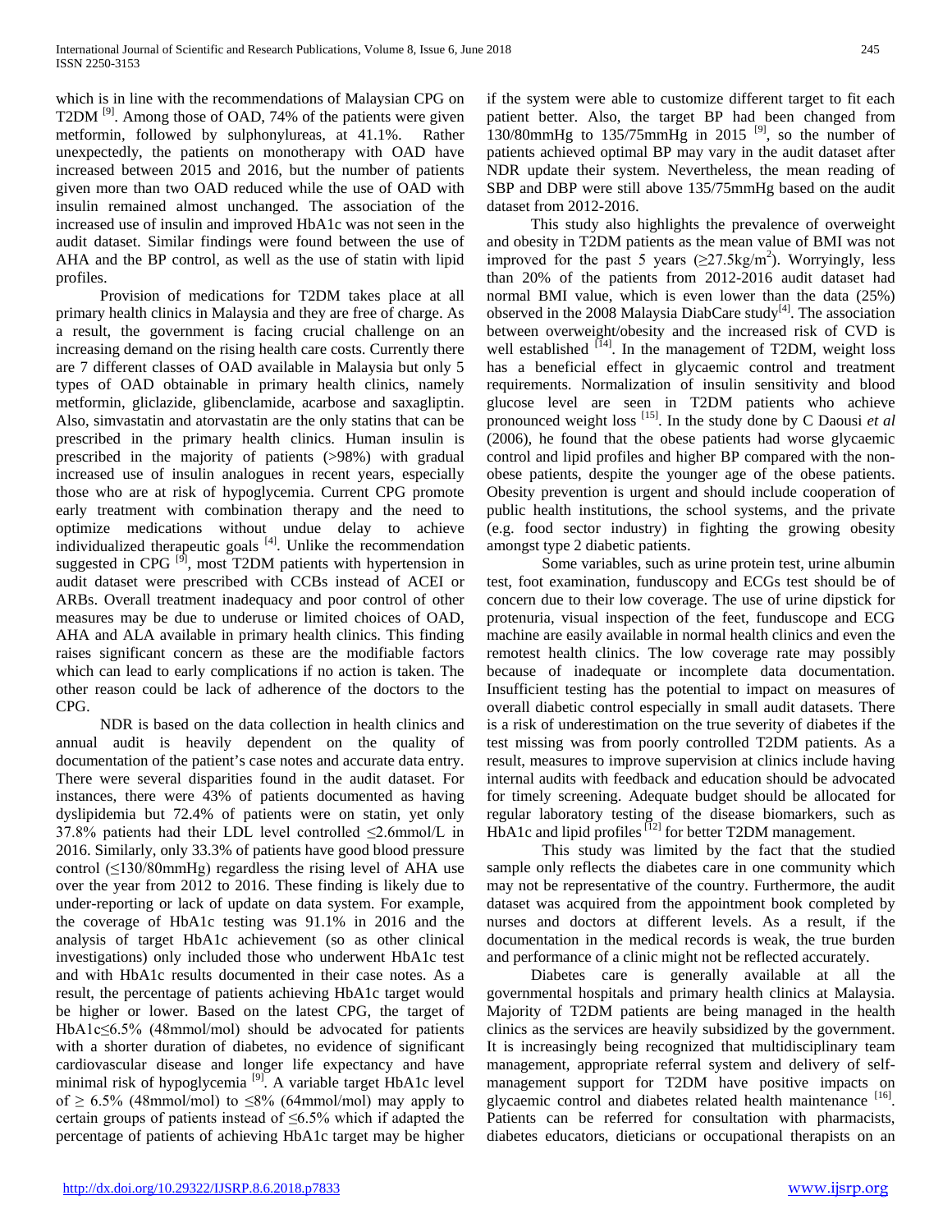which is in line with the recommendations of Malaysian CPG on T2DM [9]. Among those of OAD, 74% of the patients were given metformin, followed by sulphonylureas, at 41.1%. Rather unexpectedly, the patients on monotherapy with OAD have increased between 2015 and 2016, but the number of patients given more than two OAD reduced while the use of OAD with insulin remained almost unchanged. The association of the increased use of insulin and improved HbA1c was not seen in the audit dataset. Similar findings were found between the use of AHA and the BP control, as well as the use of statin with lipid profiles.

Provision of medications for T2DM takes place at all primary health clinics in Malaysia and they are free of charge. As a result, the government is facing crucial challenge on an increasing demand on the rising health care costs. Currently there are 7 different classes of OAD available in Malaysia but only 5 types of OAD obtainable in primary health clinics, namely metformin, gliclazide, glibenclamide, acarbose and saxagliptin. Also, simvastatin and atorvastatin are the only statins that can be prescribed in the primary health clinics. Human insulin is prescribed in the majority of patients (>98%) with gradual increased use of insulin analogues in recent years, especially those who are at risk of hypoglycemia. Current CPG promote early treatment with combination therapy and the need to optimize medications without undue delay to achieve individualized therapeutic goals [4]. Unlike the recommendation suggested in CPG [9], most T2DM patients with hypertension in audit dataset were prescribed with CCBs instead of ACEI or ARBs. Overall treatment inadequacy and poor control of other measures may be due to underuse or limited choices of OAD, AHA and ALA available in primary health clinics. This finding raises significant concern as these are the modifiable factors which can lead to early complications if no action is taken. The other reason could be lack of adherence of the doctors to the CPG.

NDR is based on the data collection in health clinics and annual audit is heavily dependent on the quality of documentation of the patient's case notes and accurate data entry. There were several disparities found in the audit dataset. For instances, there were 43% of patients documented as having dyslipidemia but 72.4% of patients were on statin, yet only 37.8% patients had their LDL level controlled ≤2.6mmol/L in 2016. Similarly, only 33.3% of patients have good blood pressure control (≤130/80mmHg) regardless the rising level of AHA use over the year from 2012 to 2016. These finding is likely due to under-reporting or lack of update on data system. For example, the coverage of HbA1c testing was 91.1% in 2016 and the analysis of target HbA1c achievement (so as other clinical investigations) only included those who underwent HbA1c test and with HbA1c results documented in their case notes. As a result, the percentage of patients achieving HbA1c target would be higher or lower. Based on the latest CPG, the target of HbA1c≤6.5% (48mmol/mol) should be advocated for patients with a shorter duration of diabetes, no evidence of significant cardiovascular disease and longer life expectancy and have minimal risk of hypoglycemia [9]. A variable target HbA1c level of ≥ 6.5% (48mmol/mol) to ≤8% (64mmol/mol) may apply to certain groups of patients instead of ≤6.5% which if adapted the percentage of patients of achieving HbA1c target may be higher if the system were able to customize different target to fit each patient better. Also, the target BP had been changed from 130/80mmHg to 135/75mmHg in 2015 [9], so the number of patients achieved optimal BP may vary in the audit dataset after NDR update their system. Nevertheless, the mean reading of SBP and DBP were still above 135/75mmHg based on the audit dataset from 2012-2016.

This study also highlights the prevalence of overweight and obesity in T2DM patients as the mean value of BMI was not improved for the past 5 years (≥27.5kg/m$^2$). Worryingly, less than 20% of the patients from 2012-2016 audit dataset had normal BMI value, which is even lower than the data (25%) observed in the 2008 Malaysia DiabCare study[4]. The association between overweight/obesity and the increased risk of CVD is well established [14]. In the management of T2DM, weight loss has a beneficial effect in glycaemic control and treatment requirements. Normalization of insulin sensitivity and blood glucose level are seen in T2DM patients who achieve pronounced weight loss [15]. In the study done by C Daousi *et al* (2006), he found that the obese patients had worse glycaemic control and lipid profiles and higher BP compared with the non-obese patients, despite the younger age of the obese patients. Obesity prevention is urgent and should include cooperation of public health institutions, the school systems, and the private (e.g. food sector industry) in fighting the growing obesity amongst type 2 diabetic patients.

Some variables, such as urine protein test, urine albumin test, foot examination, funduscopy and ECGs test should be of concern due to their low coverage. The use of urine dipstick for protenuria, visual inspection of the feet, funduscope and ECG machine are easily available in normal health clinics and even the remotest health clinics. The low coverage rate may possibly because of inadequate or incomplete data documentation. Insufficient testing has the potential to impact on measures of overall diabetic control especially in small audit datasets. There is a risk of underestimation on the true severity of diabetes if the test missing was from poorly controlled T2DM patients. As a result, measures to improve supervision at clinics include having internal audits with feedback and education should be advocated for timely screening. Adequate budget should be allocated for regular laboratory testing of the disease biomarkers, such as HbA1c and lipid profiles [12] for better T2DM management.

This study was limited by the fact that the studied sample only reflects the diabetes care in one community which may not be representative of the country. Furthermore, the audit dataset was acquired from the appointment book completed by nurses and doctors at different levels. As a result, if the documentation in the medical records is weak, the true burden and performance of a clinic might not be reflected accurately.

Diabetes care is generally available at all the governmental hospitals and primary health clinics at Malaysia. Majority of T2DM patients are being managed in the health clinics as the services are heavily subsidized by the government. It is increasingly being recognized that multidisciplinary team management, appropriate referral system and delivery of self-management support for T2DM have positive impacts on glycaemic control and diabetes related health maintenance [16]. Patients can be referred for consultation with pharmacists, diabetes educators, dieticians or occupational therapists on an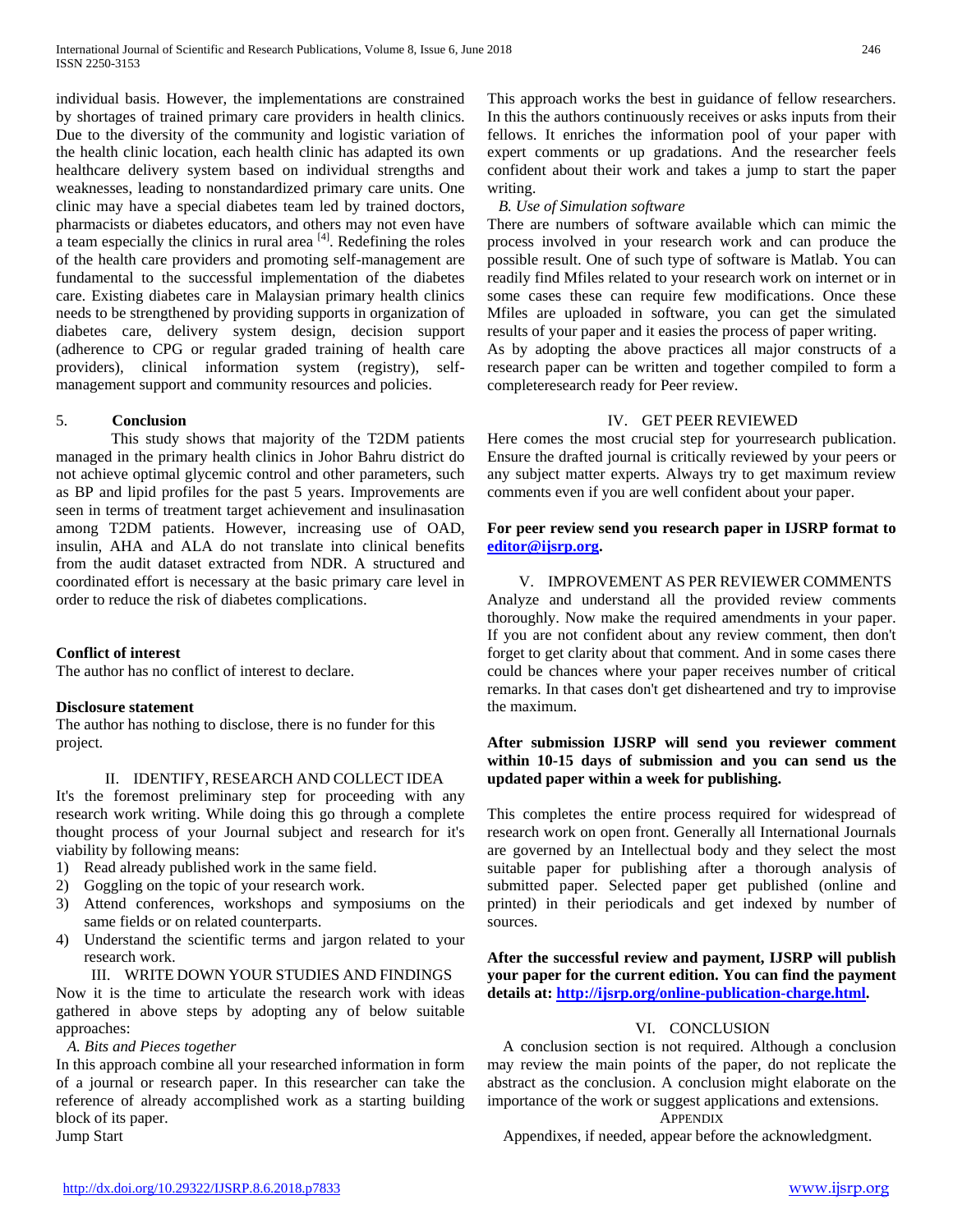individual basis. However, the implementations are constrained by shortages of trained primary care providers in health clinics. Due to the diversity of the community and logistic variation of the health clinic location, each health clinic has adapted its own healthcare delivery system based on individual strengths and weaknesses, leading to nonstandardized primary care units. One clinic may have a special diabetes team led by trained doctors, pharmacists or diabetes educators, and others may not even have a team especially the clinics in rural area [4]. Redefining the roles of the health care providers and promoting self-management are fundamental to the successful implementation of the diabetes care. Existing diabetes care in Malaysian primary health clinics needs to be strengthened by providing supports in organization of diabetes care, delivery system design, decision support (adherence to CPG or regular graded training of health care providers), clinical information system (registry), self-management support and community resources and policies.

## 5. Conclusion

This study shows that majority of the T2DM patients managed in the primary health clinics in Johor Bahru district do not achieve optimal glycemic control and other parameters, such as BP and lipid profiles for the past 5 years. Improvements are seen in terms of treatment target achievement and insulinasation among T2DM patients. However, increasing use of OAD, insulin, AHA and ALA do not translate into clinical benefits from the audit dataset extracted from NDR. A structured and coordinated effort is necessary at the basic primary care level in order to reduce the risk of diabetes complications.

**Conflict of interest**

The author has no conflict of interest to declare.

**Disclosure statement**

The author has nothing to disclose, there is no funder for this project.

## II. IDENTIFY, RESEARCH AND COLLECT IDEA

It's the foremost preliminary step for proceeding with any research work writing. While doing this go through a complete thought process of your Journal subject and research for it's viability by following means:

1) Read already published work in the same field.
2) Goggling on the topic of your research work.
3) Attend conferences, workshops and symposiums on the same fields or on related counterparts.
4) Understand the scientific terms and jargon related to your research work.

## III. WRITE DOWN YOUR STUDIES AND FINDINGS

Now it is the time to articulate the research work with ideas gathered in above steps by adopting any of below suitable approaches:

### *A. Bits and Pieces together*

In this approach combine all your researched information in form of a journal or research paper. In this researcher can take the reference of already accomplished work as a starting building block of its paper.

Jump Start

This approach works the best in guidance of fellow researchers. In this the authors continuously receives or asks inputs from their fellows. It enriches the information pool of your paper with expert comments or up gradations. And the researcher feels confident about their work and takes a jump to start the paper writing.

### *B. Use of Simulation software*

There are numbers of software available which can mimic the process involved in your research work and can produce the possible result. One of such type of software is Matlab. You can readily find Mfiles related to your research work on internet or in some cases these can require few modifications. Once these Mfiles are uploaded in software, you can get the simulated results of your paper and it easies the process of paper writing.

As by adopting the above practices all major constructs of a research paper can be written and together compiled to form a completeresearch ready for Peer review.

## IV. GET PEER REVIEWED

Here comes the most crucial step for yourresearch publication. Ensure the drafted journal is critically reviewed by your peers or any subject matter experts. Always try to get maximum review comments even if you are well confident about your paper.

**For peer review send you research paper in IJSRP format to [editor@ijsrp.org](mailto:editor@ijsrp.org).**

## V. IMPROVEMENT AS PER REVIEWER COMMENTS

Analyze and understand all the provided review comments thoroughly. Now make the required amendments in your paper. If you are not confident about any review comment, then don't forget to get clarity about that comment. And in some cases there could be chances where your paper receives number of critical remarks. In that cases don't get disheartened and try to improvise the maximum.

**After submission IJSRP will send you reviewer comment within 10-15 days of submission and you can send us the updated paper within a week for publishing.**

This completes the entire process required for widespread of research work on open front. Generally all International Journals are governed by an Intellectual body and they select the most suitable paper for publishing after a thorough analysis of submitted paper. Selected paper get published (online and printed) in their periodicals and get indexed by number of sources.

**After the successful review and payment, IJSRP will publish your paper for the current edition. You can find the payment details at: [http://ijsrp.org/online-publication-charge.html](http://ijsrp.org/online-publication-charge.html).**

## VI. CONCLUSION

A conclusion section is not required. Although a conclusion may review the main points of the paper, do not replicate the abstract as the conclusion. A conclusion might elaborate on the importance of the work or suggest applications and extensions.

## APPENDIX

Appendixes, if needed, appear before the acknowledgment.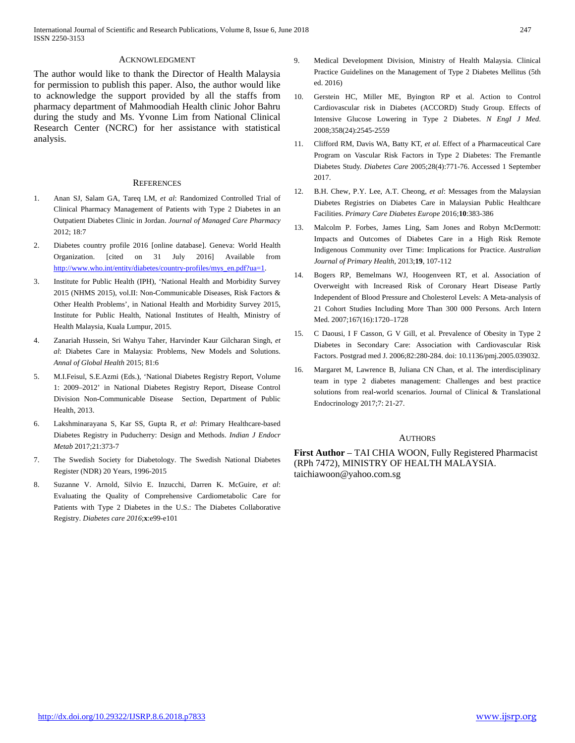## ACKNOWLEDGMENT

The author would like to thank the Director of Health Malaysia for permission to publish this paper. Also, the author would like to acknowledge the support provided by all the staffs from pharmacy department of Mahmoodiah Health clinic Johor Bahru during the study and Ms. Yvonne Lim from National Clinical Research Center (NCRC) for her assistance with statistical analysis.

## REFERENCES

1. Anan SJ, Salam GA, Tareq LM, *et al*: Randomized Controlled Trial of Clinical Pharmacy Management of Patients with Type 2 Diabetes in an Outpatient Diabetes Clinic in Jordan. *Journal of Managed Care Pharmacy* 2012; 18:7
2. Diabetes country profile 2016 [online database]. Geneva: World Health Organization. [cited on 31 July 2016] Available from http://www.who.int/entity/diabetes/country-profiles/mys_en.pdf?ua=1.
3. Institute for Public Health (IPH), 'National Health and Morbidity Survey 2015 (NHMS 2015), vol.II: Non-Communicable Diseases, Risk Factors & Other Health Problems', in National Health and Morbidity Survey 2015, Institute for Public Health, National Institutes of Health, Ministry of Health Malaysia, Kuala Lumpur, 2015.
4. Zanariah Hussein, Sri Wahyu Taher, Harvinder Kaur Gilcharan Singh, *et al*: Diabetes Care in Malaysia: Problems, New Models and Solutions. *Annal of Global Health* 2015; 81:6
5. M.I.Feisul, S.E.Azmi (Eds.), 'National Diabetes Registry Report, Volume 1: 2009–2012' in National Diabetes Registry Report, Disease Control Division Non-Communicable Disease Section, Department of Public Health, 2013.
6. Lakshminarayana S, Kar SS, Gupta R, *et al*: Primary Healthcare-based Diabetes Registry in Puducherry: Design and Methods. *Indian J Endocr Metab* 2017;21:373-7
7. The Swedish Society for Diabetology. The Swedish National Diabetes Register (NDR) 20 Years, 1996-2015
8. Suzanne V. Arnold, Silvio E. Inzucchi, Darren K. McGuire, *et al*: Evaluating the Quality of Comprehensive Cardiometabolic Care for Patients with Type 2 Diabetes in the U.S.: The Diabetes Collaborative Registry. *Diabetes care 2016*;**x**:e99-e101
9. Medical Development Division, Ministry of Health Malaysia. Clinical Practice Guidelines on the Management of Type 2 Diabetes Mellitus (5th ed. 2016)
10. Gerstein HC, Miller ME, Byington RP et al. Action to Control Cardiovascular risk in Diabetes (ACCORD) Study Group. Effects of Intensive Glucose Lowering in Type 2 Diabetes. *N EngI J Med*. 2008;358(24):2545-2559
11. Clifford RM, Davis WA, Batty KT, *et al.* Effect of a Pharmaceutical Care Program on Vascular Risk Factors in Type 2 Diabetes: The Fremantle Diabetes Study. *Diabetes Care* 2005;28(4):771-76. Accessed 1 September 2017.
12. B.H. Chew, P.Y. Lee, A.T. Cheong, *et al*: Messages from the Malaysian Diabetes Registries on Diabetes Care in Malaysian Public Healthcare Facilities. *Primary Care Diabetes Europe* 2016;**10**:383-386
13. Malcolm P. Forbes, James Ling, Sam Jones and Robyn McDermott: Impacts and Outcomes of Diabetes Care in a High Risk Remote Indigenous Community over Time: Implications for Practice. *Australian Journal of Primary Health*, 2013;**19**, 107-112
14. Bogers RP, Bemelmans WJ, Hoogenveen RT, et al. Association of Overweight with Increased Risk of Coronary Heart Disease Partly Independent of Blood Pressure and Cholesterol Levels: A Meta-analysis of 21 Cohort Studies Including More Than 300 000 Persons. Arch Intern Med. 2007;167(16):1720–1728
15. C Daousi, I F Casson, G V Gill, et al. Prevalence of Obesity in Type 2 Diabetes in Secondary Care: Association with Cardiovascular Risk Factors. Postgrad med J. 2006;82:280-284. doi: 10.1136/pmj.2005.039032.
16. Margaret M, Lawrence B, Juliana CN Chan, et al. The interdisciplinary team in type 2 diabetes management: Challenges and best practice solutions from real-world scenarios. Journal of Clinical & Translational Endocrinology 2017;7: 21-27.

## AUTHORS

**First Author** – TAI CHIA WOON, Fully Registered Pharmacist (RPh 7472), MINISTRY OF HEALTH MALAYSIA. taichiawoon@yahoo.com.sg